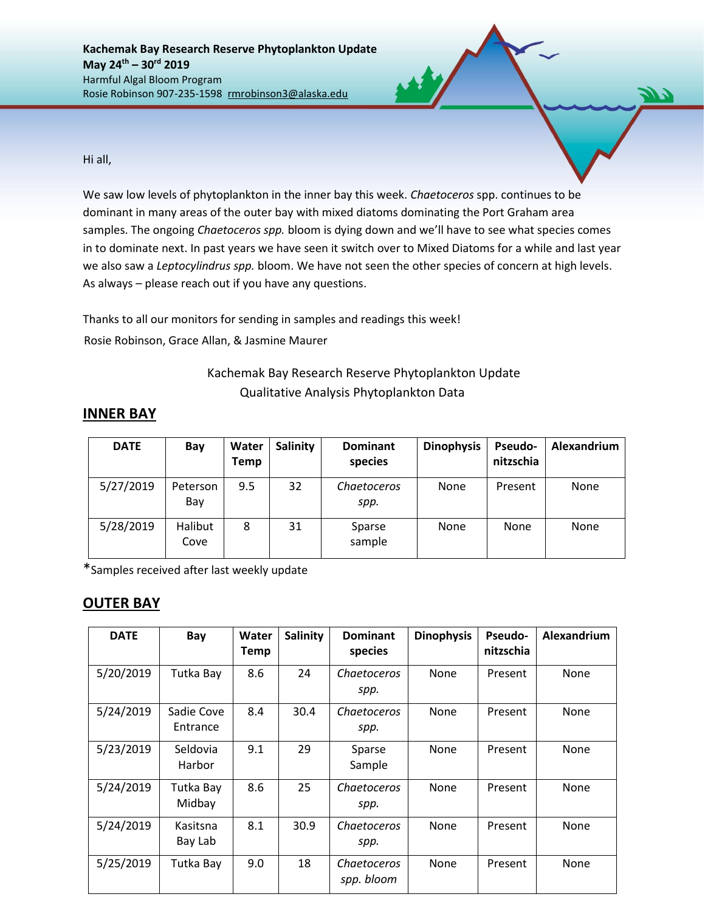**Kachemak Bay Research Reserve Phytoplankton Update**
**May 24th – 30rd 2019**
Harmful Algal Bloom Program
Rosie Robinson 907-235-1598 rmrobinson3@alaska.edu

Hi all,

We saw low levels of phytoplankton in the inner bay this week. *Chaetoceros* spp. continues to be dominant in many areas of the outer bay with mixed diatoms dominating the Port Graham area samples. The ongoing *Chaetoceros spp.* bloom is dying down and we'll have to see what species comes in to dominate next. In past years we have seen it switch over to Mixed Diatoms for a while and last year we also saw a *Leptocylindrus spp.* bloom. We have not seen the other species of concern at high levels. As always – please reach out if you have any questions.

Thanks to all our monitors for sending in samples and readings this week!
Rosie Robinson, Grace Allan, & Jasmine Maurer

Kachemak Bay Research Reserve Phytoplankton Update
Qualitative Analysis Phytoplankton Data

## INNER BAY

| DATE | Bay | Water Temp | Salinity | Dominant species | Dinophysis | Pseudo-nitzschia | Alexandrium |
|---|---|---|---|---|---|---|---|
| 5/27/2019 | Peterson Bay | 9.5 | 32 | *Chaetoceros spp.* | None | Present | None |
| 5/28/2019 | Halibut Cove | 8 | 31 | Sparse sample | None | None | None |

*Samples received after last weekly update

## OUTER BAY

| DATE | Bay | Water Temp | Salinity | Dominant species | Dinophysis | Pseudo-nitzschia | Alexandrium |
|---|---|---|---|---|---|---|---|
| 5/20/2019 | Tutka Bay | 8.6 | 24 | *Chaetoceros spp.* | None | Present | None |
| 5/24/2019 | Sadie Cove Entrance | 8.4 | 30.4 | *Chaetoceros spp.* | None | Present | None |
| 5/23/2019 | Seldovia Harbor | 9.1 | 29 | Sparse Sample | None | Present | None |
| 5/24/2019 | Tutka Bay Midbay | 8.6 | 25 | *Chaetoceros spp.* | None | Present | None |
| 5/24/2019 | Kasitsna Bay Lab | 8.1 | 30.9 | *Chaetoceros spp.* | None | Present | None |
| 5/25/2019 | Tutka Bay | 9.0 | 18 | *Chaetoceros spp. bloom* | None | Present | None |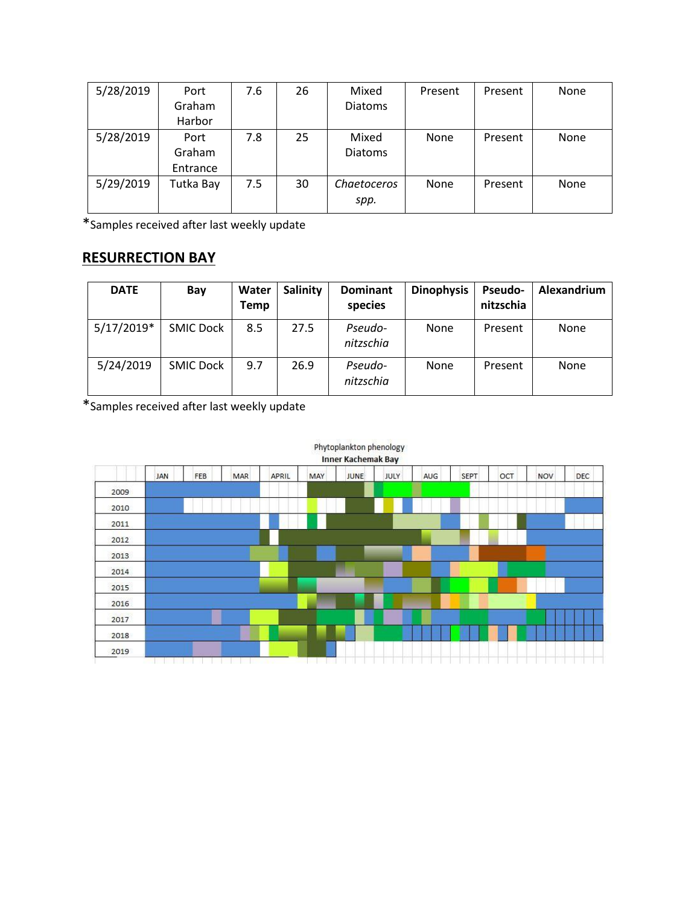| 5/28/2019 | Port Graham Harbor | 7.6 | 26 | Mixed Diatoms | Present | Present | None |
|---|---|---|---|---|---|---|---|
| 5/28/2019 | Port Graham Entrance | 7.8 | 25 | Mixed Diatoms | None | Present | None |
| 5/29/2019 | Tutka Bay | 7.5 | 30 | *Chaetoceros spp.* | None | Present | None |

*Samples received after last weekly update

## RESURRECTION BAY

| DATE | Bay | Water Temp | Salinity | Dominant species | Dinophysis | Pseudo-nitzschia | Alexandrium |
|---|---|---|---|---|---|---|---|
| 5/17/2019* | SMIC Dock | 8.5 | 27.5 | *Pseudo-nitzschia* | None | Present | None |
| 5/24/2019 | SMIC Dock | 9.7 | 26.9 | *Pseudo-nitzschia* | None | Present | None |

*Samples received after last weekly update

Phytoplankton phenology
Inner Kachemak Bay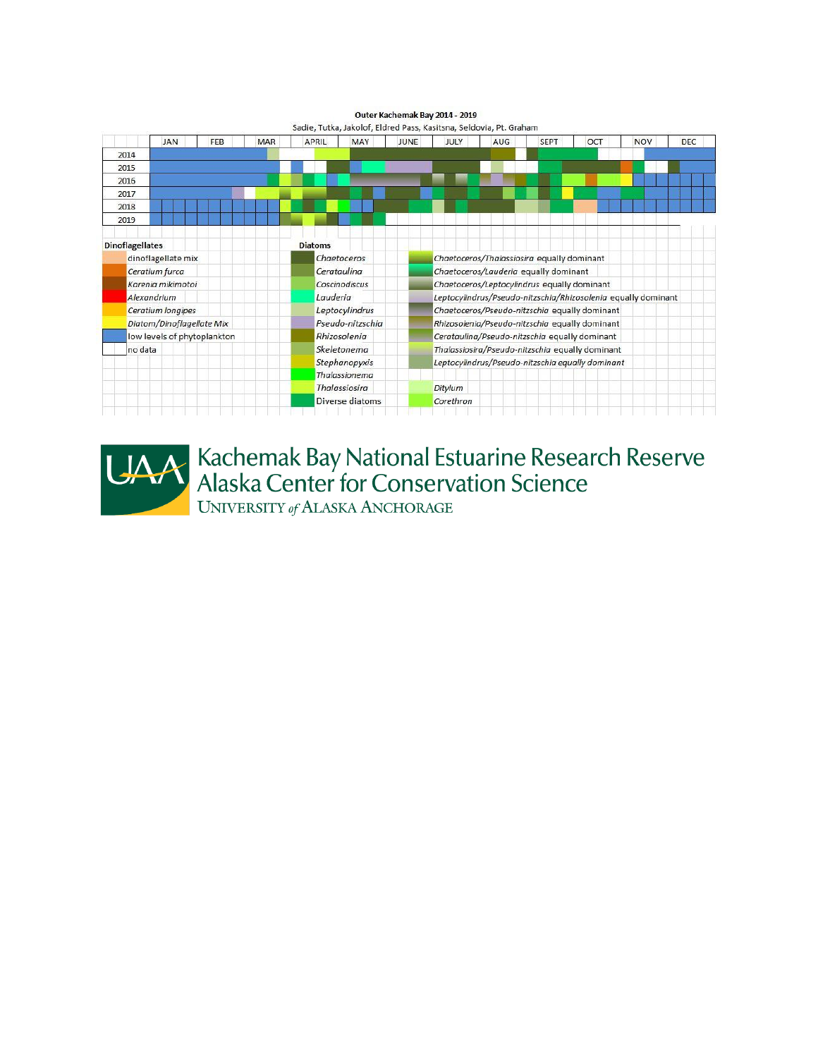Outer Kachemak Bay 2014 - 2019

Sadie, Tutka, Jakolof, Eldred Pass, Kasitsna, Seldovia, Pt. Graham

JAN FEB MAR APRIL MAY JUNE JULY AUG SEPT OCT NOV DEC

2014
2015
2016
2017
2018
2019

**Dinoflagellates**

dinoflagellate mix
*Ceratium furca*
*Karenia mikimotoi*
*Alexandrium*
*Ceratium longipes*
Diatom/Dinoflagellate Mix
low levels of phytoplankton
no data

**Diatoms**

*Chaetoceros*
*Cerataulina*
*Coscinodiscus*
*Lauderia*
*Leptocylindrus*
*Pseudo-nitzschia*
*Rhizosolenia*
*Skeletonema*
*Stephanopyxis*
*Thalassionema*
*Thalassiosira*
Diverse diatoms

*Chaetoceros/Thalassiosira* equally dominant
*Chaetoceros/Lauderia* equally dominant
*Chaetoceros/Leptocylindrus* equally dominant
*Leptocylindrus/Pseudo-nitzschia/Rhizosolenia* equally dominant
*Chaetoceros/Pseudo-nitzschia* equally dominant
*Rhizosolenia/Pseudo-nitzschia* equally dominant
*Cerataulina/Pseudo-nitzschia* equally dominant
*Thalassiosira/Pseudo-nitzschia* equally dominant
*Leptocylindrus/Pseudo-nitzschia* equally dominant
*Ditylum*
*Corethron*

UAA Kachemak Bay National Estuarine Research Reserve
Alaska Center for Conservation Science
UNIVERSITY *of* ALASKA ANCHORAGE